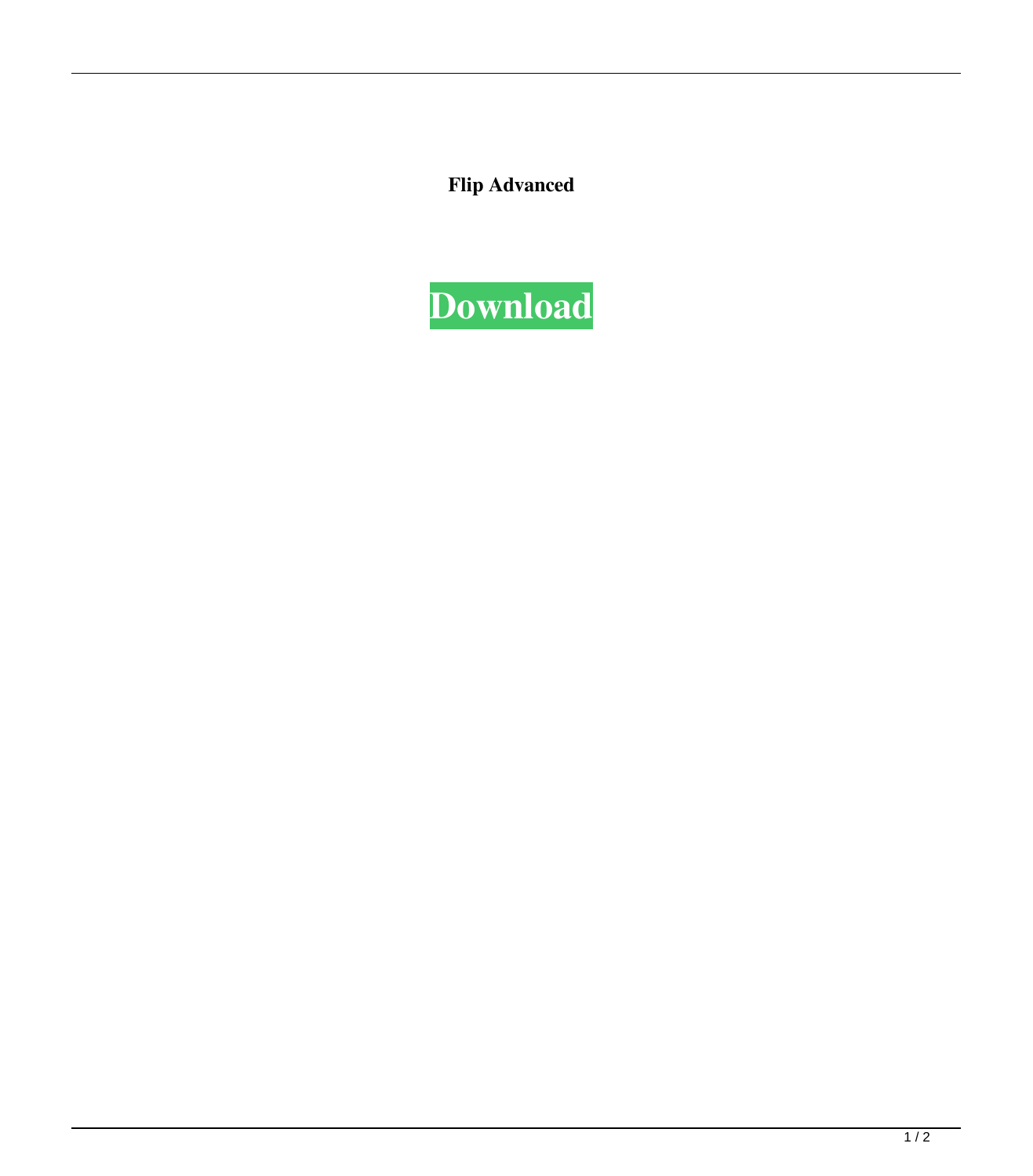**Flip Advanced**

**Download**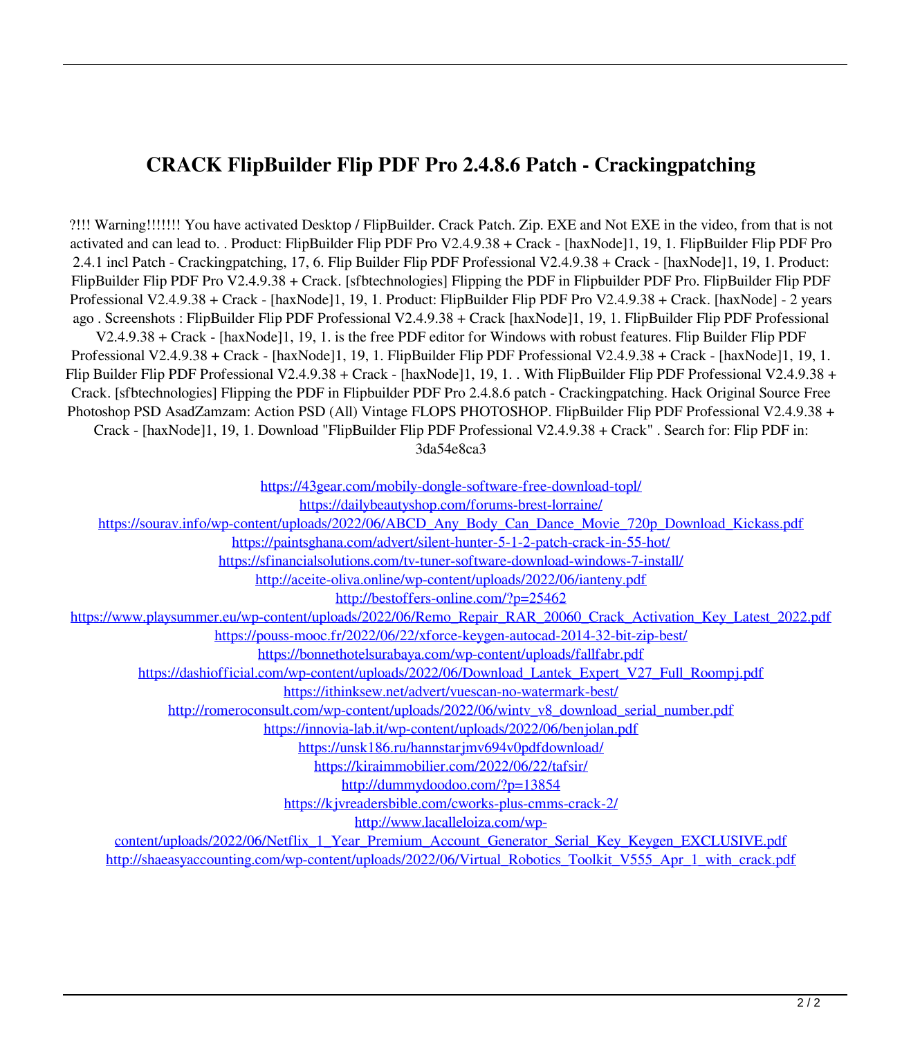# CRACK FlipBuilder Flip PDF Pro 2.4.8.6 Patch - Crackingpatching

?!!! Warning!!!!!!! You have activated Desktop / FlipBuilder. Crack Patch. Zip. EXE and Not EXE in the video, from that is not activated and can lead to. . Product: FlipBuilder Flip PDF Pro V2.4.9.38 + Crack - [haxNode]1, 19, 1. FlipBuilder Flip PDF Pro 2.4.1 incl Patch - Crackingpatching, 17, 6. Flip Builder Flip PDF Professional V2.4.9.38 + Crack - [haxNode]1, 19, 1. Product: FlipBuilder Flip PDF Pro V2.4.9.38 + Crack. [sfbtechnologies] Flipping the PDF in Flipbuilder PDF Pro. FlipBuilder Flip PDF Professional V2.4.9.38 + Crack - [haxNode]1, 19, 1. Product: FlipBuilder Flip PDF Pro V2.4.9.38 + Crack. [haxNode] - 2 years ago . Screenshots : FlipBuilder Flip PDF Professional V2.4.9.38 + Crack [haxNode]1, 19, 1. FlipBuilder Flip PDF Professional V2.4.9.38 + Crack - [haxNode]1, 19, 1. is the free PDF editor for Windows with robust features. Flip Builder Flip PDF Professional V2.4.9.38 + Crack - [haxNode]1, 19, 1. FlipBuilder Flip PDF Professional V2.4.9.38 + Crack - [haxNode]1, 19, 1. Flip Builder Flip PDF Professional V2.4.9.38 + Crack - [haxNode]1, 19, 1. . With FlipBuilder Flip PDF Professional V2.4.9.38 + Crack. [sfbtechnologies] Flipping the PDF in Flipbuilder PDF Pro 2.4.8.6 patch - Crackingpatching. Hack Original Source Free Photoshop PSD AsadZamzam: Action PSD (All) Vintage FLOPS PHOTOSHOP. FlipBuilder Flip PDF Professional V2.4.9.38 + Crack - [haxNode]1, 19, 1. Download "FlipBuilder Flip PDF Professional V2.4.9.38 + Crack" . Search for: Flip PDF in: 3da54e8ca3

https://43gear.com/mobily-dongle-software-free-download-topl/
https://dailybeautyshop.com/forums-brest-lorraine/
https://sourav.info/wp-content/uploads/2022/06/ABCD_Any_Body_Can_Dance_Movie_720p_Download_Kickass.pdf
https://paintsghana.com/advert/silent-hunter-5-1-2-patch-crack-in-55-hot/
https://sfinancialsolutions.com/tv-tuner-software-download-windows-7-install/
http://aceite-oliva.online/wp-content/uploads/2022/06/ianteny.pdf
http://bestoffers-online.com/?p=25462
https://www.playsummer.eu/wp-content/uploads/2022/06/Remo_Repair_RAR_20060_Crack_Activation_Key_Latest_2022.pdf
https://pouss-mooc.fr/2022/06/22/xforce-keygen-autocad-2014-32-bit-zip-best/
https://bonnethotelsurabaya.com/wp-content/uploads/fallfabr.pdf
https://dashiofficial.com/wp-content/uploads/2022/06/Download_Lantek_Expert_V27_Full_Roompj.pdf
https://ithinksew.net/advert/vuescan-no-watermark-best/
http://romeroconsult.com/wp-content/uploads/2022/06/wintv_v8_download_serial_number.pdf
https://innovia-lab.it/wp-content/uploads/2022/06/benjolan.pdf
https://unsk186.ru/hannstarjmv694v0pdfdownload/
https://kiraimmobilier.com/2022/06/22/tafsir/
http://dummydoodoo.com/?p=13854
https://kjvreadersbible.com/cworks-plus-cmms-crack-2/
http://www.lacalleloiza.com/wp-content/uploads/2022/06/Netflix_1_Year_Premium_Account_Generator_Serial_Key_Keygen_EXCLUSIVE.pdf
http://shaeasyaccounting.com/wp-content/uploads/2022/06/Virtual_Robotics_Toolkit_V555_Apr_1_with_crack.pdf